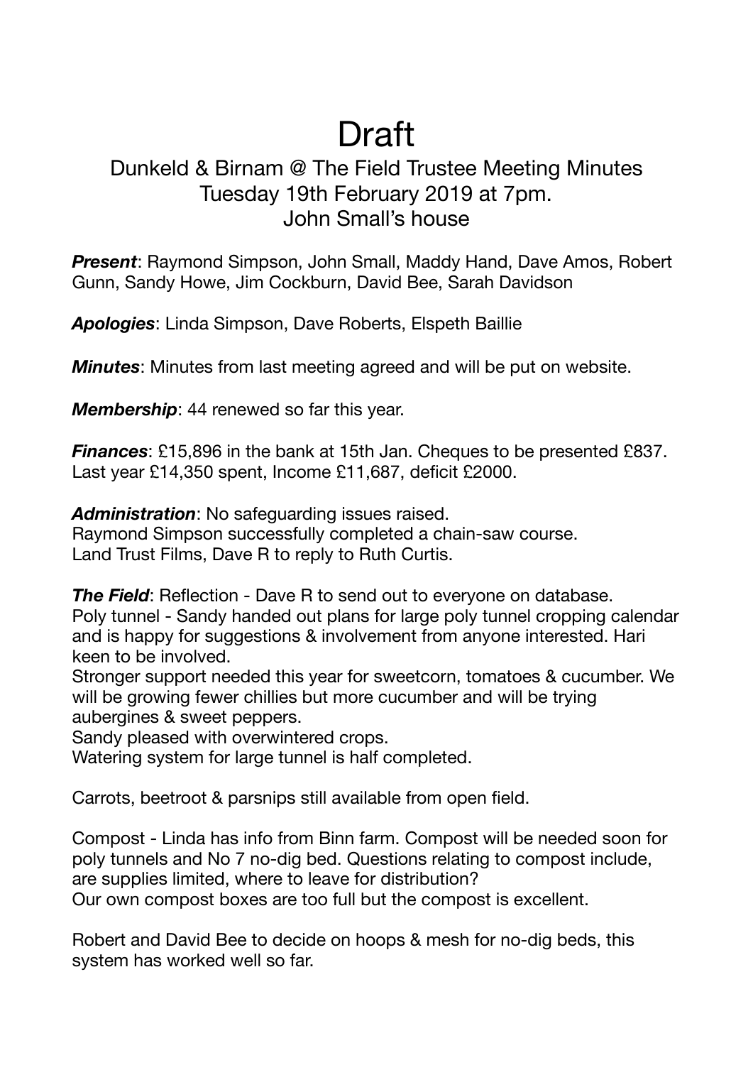# Draft

## Dunkeld & Birnam @ The Field Trustee Meeting Minutes
## Tuesday 19th February 2019 at 7pm.
## John Small's house

***Present***: Raymond Simpson, John Small, Maddy Hand, Dave Amos, Robert Gunn, Sandy Howe, Jim Cockburn, David Bee, Sarah Davidson

***Apologies***: Linda Simpson, Dave Roberts, Elspeth Baillie

***Minutes***: Minutes from last meeting agreed and will be put on website.

***Membership***: 44 renewed so far this year.

***Finances***: £15,896 in the bank at 15th Jan. Cheques to be presented £837. Last year £14,350 spent, Income £11,687, deficit £2000.

***Administration***: No safeguarding issues raised.
Raymond Simpson successfully completed a chain-saw course.
Land Trust Films, Dave R to reply to Ruth Curtis.

***The Field***: Reflection - Dave R to send out to everyone on database.
Poly tunnel - Sandy handed out plans for large poly tunnel cropping calendar and is happy for suggestions & involvement from anyone interested. Hari keen to be involved.
Stronger support needed this year for sweetcorn, tomatoes & cucumber. We will be growing fewer chillies but more cucumber and will be trying aubergines & sweet peppers.
Sandy pleased with overwintered crops.
Watering system for large tunnel is half completed.

Carrots, beetroot & parsnips still available from open field.

Compost - Linda has info from Binn farm. Compost will be needed soon for poly tunnels and No 7 no-dig bed. Questions relating to compost include, are supplies limited, where to leave for distribution?
Our own compost boxes are too full but the compost is excellent.

Robert and David Bee to decide on hoops & mesh for no-dig beds, this system has worked well so far.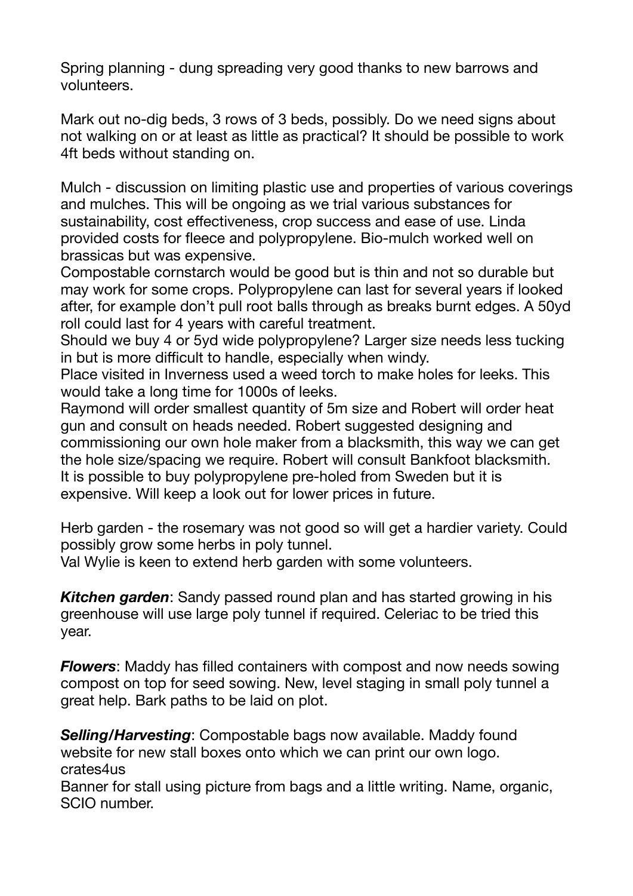Spring planning - dung spreading very good thanks to new barrows and volunteers.

Mark out no-dig beds, 3 rows of 3 beds, possibly. Do we need signs about not walking on or at least as little as practical? It should be possible to work 4ft beds without standing on.

Mulch - discussion on limiting plastic use and properties of various coverings and mulches. This will be ongoing as we trial various substances for sustainability, cost effectiveness, crop success and ease of use. Linda provided costs for fleece and polypropylene. Bio-mulch worked well on brassicas but was expensive.
Compostable cornstarch would be good but is thin and not so durable but may work for some crops. Polypropylene can last for several years if looked after, for example don't pull root balls through as breaks burnt edges. A 50yd roll could last for 4 years with careful treatment.
Should we buy 4 or 5yd wide polypropylene? Larger size needs less tucking in but is more difficult to handle, especially when windy.
Place visited in Inverness used a weed torch to make holes for leeks. This would take a long time for 1000s of leeks.
Raymond will order smallest quantity of 5m size and Robert will order heat gun and consult on heads needed. Robert suggested designing and commissioning our own hole maker from a blacksmith, this way we can get the hole size/spacing we require. Robert will consult Bankfoot blacksmith.
It is possible to buy polypropylene pre-holed from Sweden but it is expensive. Will keep a look out for lower prices in future.

Herb garden - the rosemary was not good so will get a hardier variety. Could possibly grow some herbs in poly tunnel.
Val Wylie is keen to extend herb garden with some volunteers.

***Kitchen garden***: Sandy passed round plan and has started growing in his greenhouse will use large poly tunnel if required. Celeriac to be tried this year.

***Flowers***: Maddy has filled containers with compost and now needs sowing compost on top for seed sowing. New, level staging in small poly tunnel a great help. Bark paths to be laid on plot.

***Selling/Harvesting***: Compostable bags now available. Maddy found website for new stall boxes onto which we can print our own logo. crates4us
Banner for stall using picture from bags and a little writing. Name, organic, SCIO number.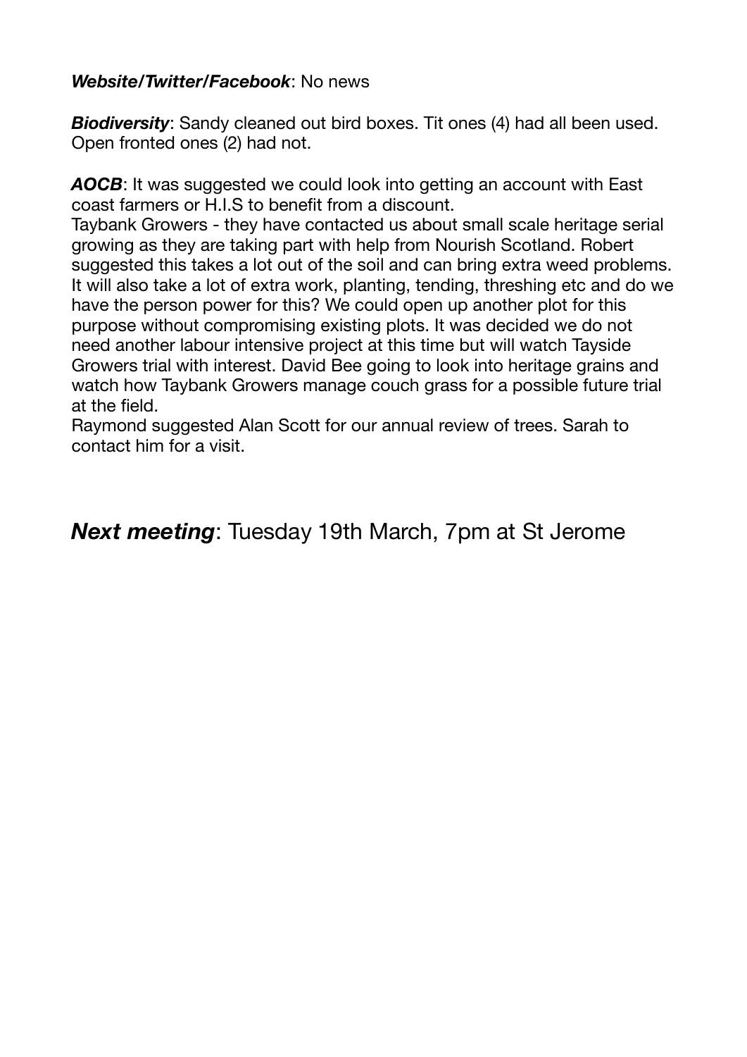***Website/Twitter/Facebook***: No news

***Biodiversity***: Sandy cleaned out bird boxes. Tit ones (4) had all been used. Open fronted ones (2) had not.

***AOCB***: It was suggested we could look into getting an account with East coast farmers or H.I.S to benefit from a discount.
Taybank Growers - they have contacted us about small scale heritage serial growing as they are taking part with help from Nourish Scotland. Robert suggested this takes a lot out of the soil and can bring extra weed problems. It will also take a lot of extra work, planting, tending, threshing etc and do we have the person power for this? We could open up another plot for this purpose without compromising existing plots. It was decided we do not need another labour intensive project at this time but will watch Tayside Growers trial with interest. David Bee going to look into heritage grains and watch how Taybank Growers manage couch grass for a possible future trial at the field.
Raymond suggested Alan Scott for our annual review of trees. Sarah to contact him for a visit.

## ***Next meeting***: Tuesday 19th March, 7pm at St Jerome